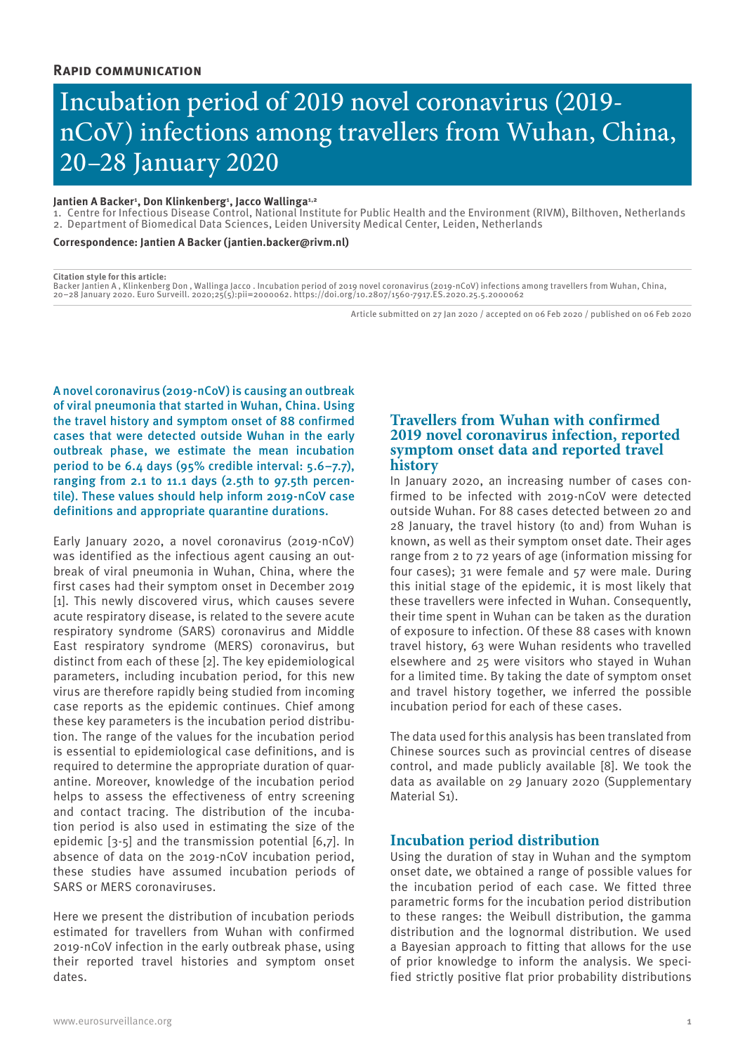**Rapid communication**

# Incubation period of 2019 novel coronavirus (2019-nCoV) infections among travellers from Wuhan, China, 20–28 January 2020

**Jantien A Backer[1], Don Klinkenberg[1], Jacco Wallinga[1,2]**

1. Centre for Infectious Disease Control, National Institute for Public Health and the Environment (RIVM), Bilthoven, Netherlands
2. Department of Biomedical Data Sciences, Leiden University Medical Center, Leiden, Netherlands

**Correspondence: Jantien A Backer (jantien.backer@rivm.nl)**

**Citation style for this article:**
Backer Jantien A , Klinkenberg Don , Wallinga Jacco . Incubation period of 2019 novel coronavirus (2019-nCoV) infections among travellers from Wuhan, China, 20–28 January 2020. Euro Surveill. 2020;25(5):pii=2000062. https://doi.org/10.2807/1560-7917.ES.2020.25.5.2000062

Article submitted on 27 Jan 2020 / accepted on 06 Feb 2020 / published on 06 Feb 2020

**A novel coronavirus (2019-nCoV) is causing an outbreak of viral pneumonia that started in Wuhan, China. Using the travel history and symptom onset of 88 confirmed cases that were detected outside Wuhan in the early outbreak phase, we estimate the mean incubation period to be 6.4 days (95% credible interval: 5.6–7.7), ranging from 2.1 to 11.1 days (2.5th to 97.5th percentile). These values should help inform 2019-nCoV case definitions and appropriate quarantine durations.**

Early January 2020, a novel coronavirus (2019-nCoV) was identified as the infectious agent causing an outbreak of viral pneumonia in Wuhan, China, where the first cases had their symptom onset in December 2019 [1]. This newly discovered virus, which causes severe acute respiratory disease, is related to the severe acute respiratory syndrome (SARS) coronavirus and Middle East respiratory syndrome (MERS) coronavirus, but distinct from each of these [2]. The key epidemiological parameters, including incubation period, for this new virus are therefore rapidly being studied from incoming case reports as the epidemic continues. Chief among these key parameters is the incubation period distribution. The range of the values for the incubation period is essential to epidemiological case definitions, and is required to determine the appropriate duration of quarantine. Moreover, knowledge of the incubation period helps to assess the effectiveness of entry screening and contact tracing. The distribution of the incubation period is also used in estimating the size of the epidemic [3-5] and the transmission potential [6,7]. In absence of data on the 2019-nCoV incubation period, these studies have assumed incubation periods of SARS or MERS coronaviruses.

Here we present the distribution of incubation periods estimated for travellers from Wuhan with confirmed 2019-nCoV infection in the early outbreak phase, using their reported travel histories and symptom onset dates.

## Travellers from Wuhan with confirmed 2019 novel coronavirus infection, reported symptom onset data and reported travel history

In January 2020, an increasing number of cases confirmed to be infected with 2019-nCoV were detected outside Wuhan. For 88 cases detected between 20 and 28 January, the travel history (to and) from Wuhan is known, as well as their symptom onset date. Their ages range from 2 to 72 years of age (information missing for four cases); 31 were female and 57 were male. During this initial stage of the epidemic, it is most likely that these travellers were infected in Wuhan. Consequently, their time spent in Wuhan can be taken as the duration of exposure to infection. Of these 88 cases with known travel history, 63 were Wuhan residents who travelled elsewhere and 25 were visitors who stayed in Wuhan for a limited time. By taking the date of symptom onset and travel history together, we inferred the possible incubation period for each of these cases.

The data used for this analysis has been translated from Chinese sources such as provincial centres of disease control, and made publicly available [8]. We took the data as available on 29 January 2020 (Supplementary Material S1).

## Incubation period distribution

Using the duration of stay in Wuhan and the symptom onset date, we obtained a range of possible values for the incubation period of each case. We fitted three parametric forms for the incubation period distribution to these ranges: the Weibull distribution, the gamma distribution and the lognormal distribution. We used a Bayesian approach to fitting that allows for the use of prior knowledge to inform the analysis. We specified strictly positive flat prior probability distributions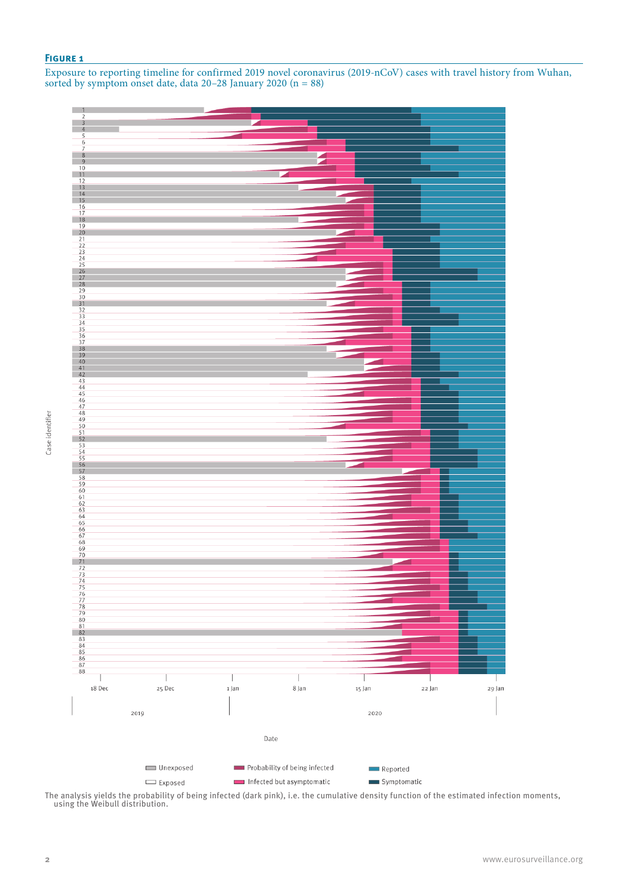**Figure 1**

Exposure to reporting timeline for confirmed 2019 novel coronavirus (2019-nCoV) cases with travel history from Wuhan, sorted by symptom onset date, data 20–28 January 2020 (n = 88)

The analysis yields the probability of being infected (dark pink), i.e. the cumulative density function of the estimated infection moments, using the Weibull distribution.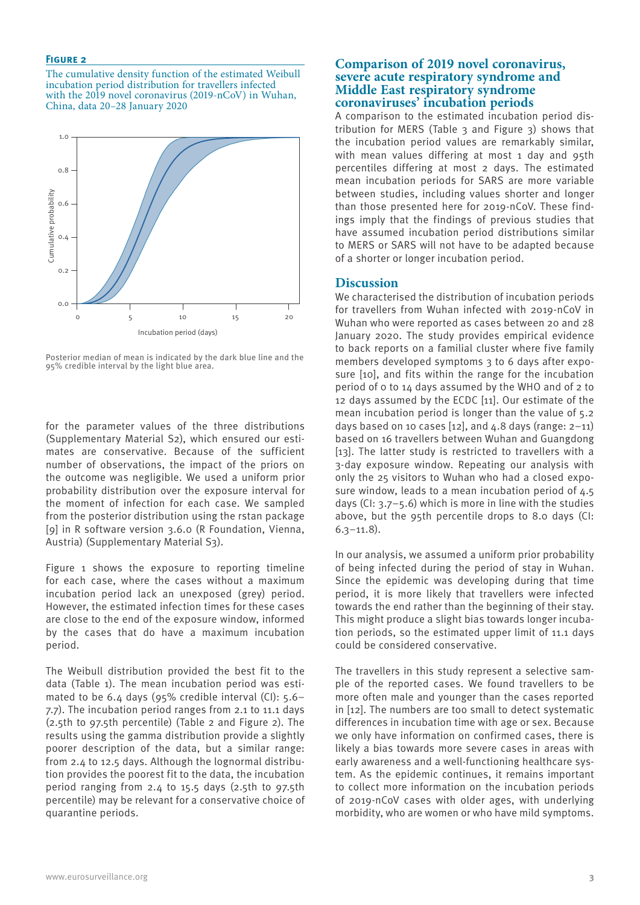**Figure 2**

The cumulative density function of the estimated Weibull incubation period distribution for travellers infected with the 2019 novel coronavirus (2019-nCoV) in Wuhan, China, data 20–28 January 2020

Posterior median of mean is indicated by the dark blue line and the 95% credible interval by the light blue area.

for the parameter values of the three distributions (Supplementary Material S2), which ensured our estimates are conservative. Because of the sufficient number of observations, the impact of the priors on the outcome was negligible. We used a uniform prior probability distribution over the exposure interval for the moment of infection for each case. We sampled from the posterior distribution using the rstan package [9] in R software version 3.6.0 (R Foundation, Vienna, Austria) (Supplementary Material S3).

Figure 1 shows the exposure to reporting timeline for each case, where the cases without a maximum incubation period lack an unexposed (grey) period. However, the estimated infection times for these cases are close to the end of the exposure window, informed by the cases that do have a maximum incubation period.

The Weibull distribution provided the best fit to the data (Table 1). The mean incubation period was estimated to be 6.4 days (95% credible interval (CI): 5.6–7.7). The incubation period ranges from 2.1 to 11.1 days (2.5th to 97.5th percentile) (Table 2 and Figure 2). The results using the gamma distribution provide a slightly poorer description of the data, but a similar range: from 2.4 to 12.5 days. Although the lognormal distribution provides the poorest fit to the data, the incubation period ranging from 2.4 to 15.5 days (2.5th to 97.5th percentile) may be relevant for a conservative choice of quarantine periods.

## Comparison of 2019 novel coronavirus, severe acute respiratory syndrome and Middle East respiratory syndrome coronaviruses' incubation periods

A comparison to the estimated incubation period distribution for MERS (Table 3 and Figure 3) shows that the incubation period values are remarkably similar, with mean values differing at most 1 day and 95th percentiles differing at most 2 days. The estimated mean incubation periods for SARS are more variable between studies, including values shorter and longer than those presented here for 2019-nCoV. These findings imply that the findings of previous studies that have assumed incubation period distributions similar to MERS or SARS will not have to be adapted because of a shorter or longer incubation period.

## Discussion

We characterised the distribution of incubation periods for travellers from Wuhan infected with 2019-nCoV in Wuhan who were reported as cases between 20 and 28 January 2020. The study provides empirical evidence to back reports on a familial cluster where five family members developed symptoms 3 to 6 days after exposure [10], and fits within the range for the incubation period of 0 to 14 days assumed by the WHO and of 2 to 12 days assumed by the ECDC [11]. Our estimate of the mean incubation period is longer than the value of 5.2 days based on 10 cases [12], and 4.8 days (range: 2–11) based on 16 travellers between Wuhan and Guangdong [13]. The latter study is restricted to travellers with a 3-day exposure window. Repeating our analysis with only the 25 visitors to Wuhan who had a closed exposure window, leads to a mean incubation period of 4.5 days (CI: 3.7–5.6) which is more in line with the studies above, but the 95th percentile drops to 8.0 days (CI: 6.3–11.8).

In our analysis, we assumed a uniform prior probability of being infected during the period of stay in Wuhan. Since the epidemic was developing during that time period, it is more likely that travellers were infected towards the end rather than the beginning of their stay. This might produce a slight bias towards longer incubation periods, so the estimated upper limit of 11.1 days could be considered conservative.

The travellers in this study represent a selective sample of the reported cases. We found travellers to be more often male and younger than the cases reported in [12]. The numbers are too small to detect systematic differences in incubation time with age or sex. Because we only have information on confirmed cases, there is likely a bias towards more severe cases in areas with early awareness and a well-functioning healthcare system. As the epidemic continues, it remains important to collect more information on the incubation periods of 2019-nCoV cases with older ages, with underlying morbidity, who are women or who have mild symptoms.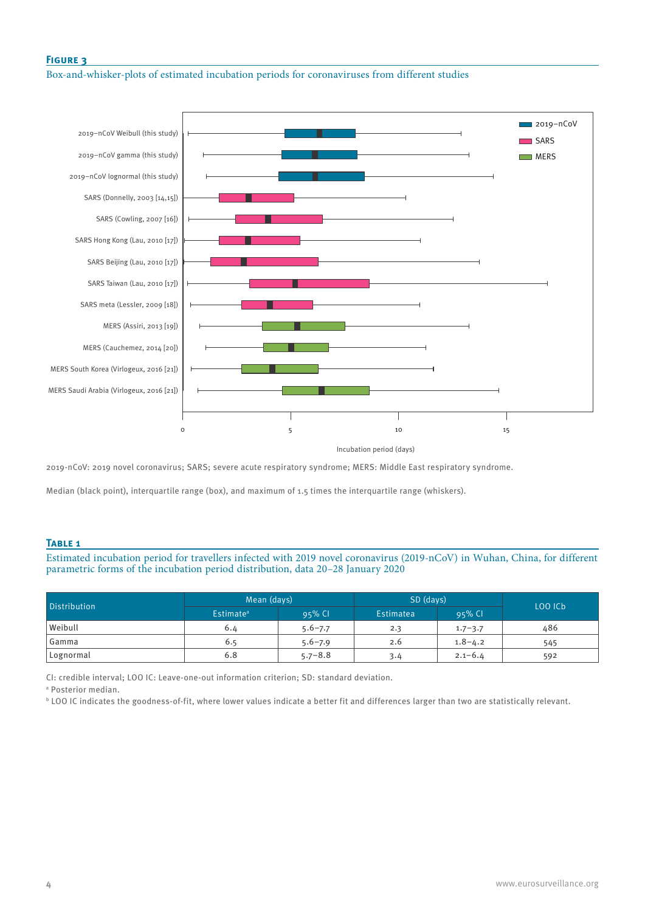#### Figure 3

Box-and-whisker-plots of estimated incubation periods for coronaviruses from different studies

2019-nCoV: 2019 novel coronavirus; SARS; severe acute respiratory syndrome; MERS: Middle East respiratory syndrome.

Median (black point), interquartile range (box), and maximum of 1.5 times the interquartile range (whiskers).

#### Table 1

Estimated incubation period for travellers infected with 2019 novel coronavirus (2019-nCoV) in Wuhan, China, for different parametric forms of the incubation period distribution, data 20–28 January 2020

| Distribution | Mean (days) | | SD (days) | | LOO IC[b] |
|---|---|---|---|---|---|
| | Estimate[a] | 95% CI | Estimatea | 95% CI | |
| Weibull | 6.4 | 5.6–7.7 | 2.3 | 1.7–3.7 | 486 |
| Gamma | 6.5 | 5.6–7.9 | 2.6 | 1.8–4.2 | 545 |
| Lognormal | 6.8 | 5.7–8.8 | 3.4 | 2.1–6.4 | 592 |

CI: credible interval; LOO IC: Leave-one-out information criterion; SD: standard deviation.

[a] Posterior median.

[b] LOO IC indicates the goodness-of-fit, where lower values indicate a better fit and differences larger than two are statistically relevant.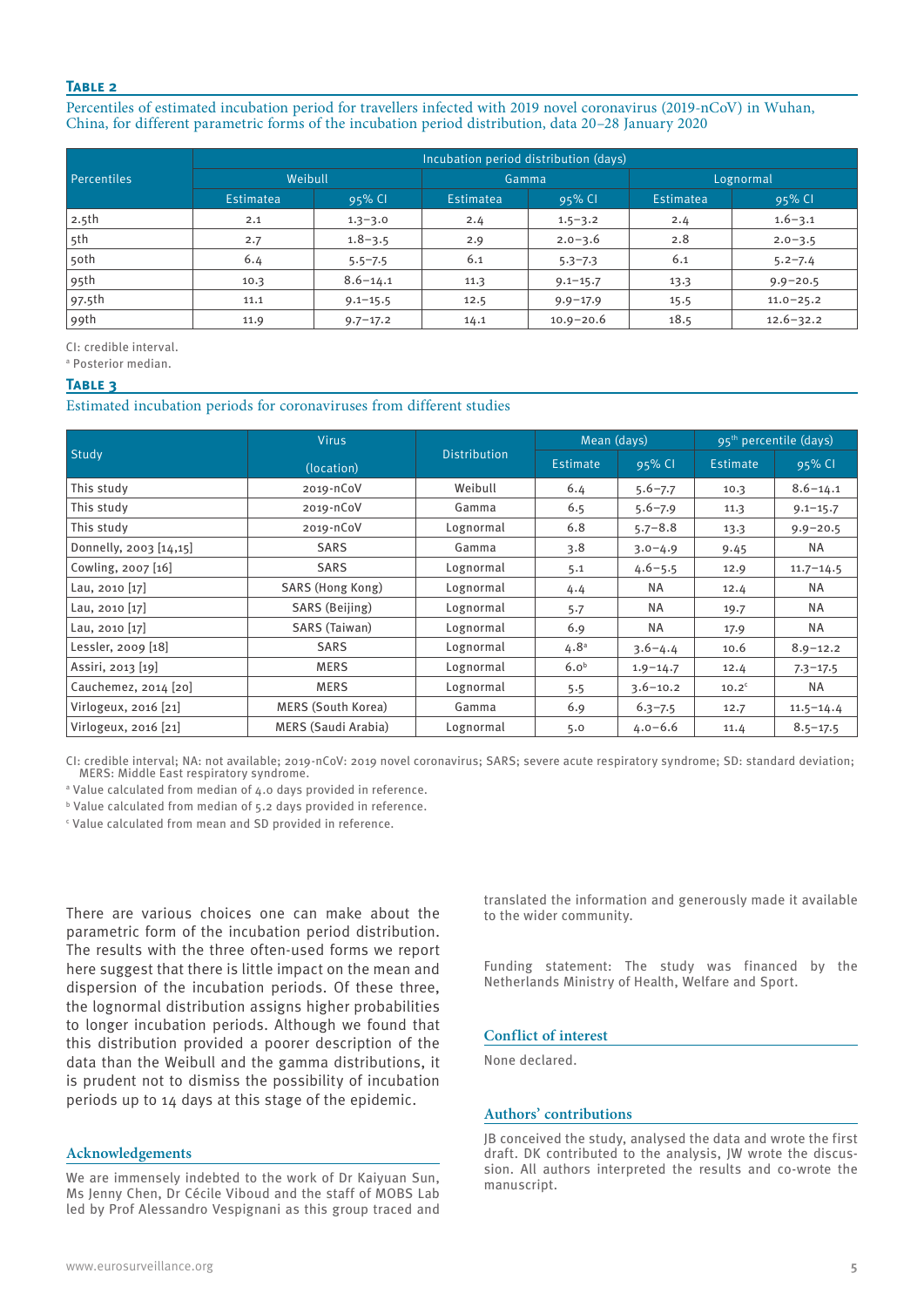**Table 2**

Percentiles of estimated incubation period for travellers infected with 2019 novel coronavirus (2019-nCoV) in Wuhan, China, for different parametric forms of the incubation period distribution, data 20–28 January 2020

| Percentiles | Incubation period distribution (days) | | | | | |
|---|---|---|---|---|---|---|
| | Weibull | | Gamma | | Lognormal | |
| | Estimate[a] | 95% CI | Estimate[a] | 95% CI | Estimate[a] | 95% CI |
| 2.5th | 2.1 | 1.3–3.0 | 2.4 | 1.5–3.2 | 2.4 | 1.6–3.1 |
| 5th | 2.7 | 1.8–3.5 | 2.9 | 2.0–3.6 | 2.8 | 2.0–3.5 |
| 50th | 6.4 | 5.5–7.5 | 6.1 | 5.3–7.3 | 6.1 | 5.2–7.4 |
| 95th | 10.3 | 8.6–14.1 | 11.3 | 9.1–15.7 | 13.3 | 9.9–20.5 |
| 97.5th | 11.1 | 9.1–15.5 | 12.5 | 9.9–17.9 | 15.5 | 11.0–25.2 |
| 99th | 11.9 | 9.7–17.2 | 14.1 | 10.9–20.6 | 18.5 | 12.6–32.2 |

CI: credible interval.

[a] Posterior median.

**Table 3**

Estimated incubation periods for coronaviruses from different studies

| Study | Virus (location) | Distribution | Mean (days) | | 95th percentile (days) | |
|---|---|---|---|---|---|---|
| | | | Estimate | 95% CI | Estimate | 95% CI |
| This study | 2019-nCoV | Weibull | 6.4 | 5.6–7.7 | 10.3 | 8.6–14.1 |
| This study | 2019-nCoV | Gamma | 6.5 | 5.6–7.9 | 11.3 | 9.1–15.7 |
| This study | 2019-nCoV | Lognormal | 6.8 | 5.7–8.8 | 13.3 | 9.9–20.5 |
| Donnelly, 2003 [14,15] | SARS | Gamma | 3.8 | 3.0–4.9 | 9.45 | NA |
| Cowling, 2007 [16] | SARS | Lognormal | 5.1 | 4.6–5.5 | 12.9 | 11.7–14.5 |
| Lau, 2010 [17] | SARS (Hong Kong) | Lognormal | 4.4 | NA | 12.4 | NA |
| Lau, 2010 [17] | SARS (Beijing) | Lognormal | 5.7 | NA | 19.7 | NA |
| Lau, 2010 [17] | SARS (Taiwan) | Lognormal | 6.9 | NA | 17.9 | NA |
| Lessler, 2009 [18] | SARS | Lognormal | 4.8[a] | 3.6–4.4 | 10.6 | 8.9–12.2 |
| Assiri, 2013 [19] | MERS | Lognormal | 6.0[b] | 1.9–14.7 | 12.4 | 7.3–17.5 |
| Cauchemez, 2014 [20] | MERS | Lognormal | 5.5 | 3.6–10.2 | 10.2[c] | NA |
| Virlogeux, 2016 [21] | MERS (South Korea) | Gamma | 6.9 | 6.3–7.5 | 12.7 | 11.5–14.4 |
| Virlogeux, 2016 [21] | MERS (Saudi Arabia) | Lognormal | 5.0 | 4.0–6.6 | 11.4 | 8.5–17.5 |

CI: credible interval; NA: not available; 2019-nCoV: 2019 novel coronavirus; SARS; severe acute respiratory syndrome; SD: standard deviation; MERS: Middle East respiratory syndrome.

[a] Value calculated from median of 4.0 days provided in reference.

[b] Value calculated from median of 5.2 days provided in reference.

[c] Value calculated from mean and SD provided in reference.

There are various choices one can make about the parametric form of the incubation period distribution. The results with the three often-used forms we report here suggest that there is little impact on the mean and dispersion of the incubation periods. Of these three, the lognormal distribution assigns higher probabilities to longer incubation periods. Although we found that this distribution provided a poorer description of the data than the Weibull and the gamma distributions, it is prudent not to dismiss the possibility of incubation periods up to 14 days at this stage of the epidemic.

## Acknowledgements

We are immensely indebted to the work of Dr Kaiyuan Sun, Ms Jenny Chen, Dr Cécile Viboud and the staff of MOBS Lab led by Prof Alessandro Vespignani as this group traced and translated the information and generously made it available to the wider community.

Funding statement: The study was financed by the Netherlands Ministry of Health, Welfare and Sport.

## Conflict of interest

None declared.

## Authors' contributions

JB conceived the study, analysed the data and wrote the first draft. DK contributed to the analysis, JW wrote the discussion. All authors interpreted the results and co-wrote the manuscript.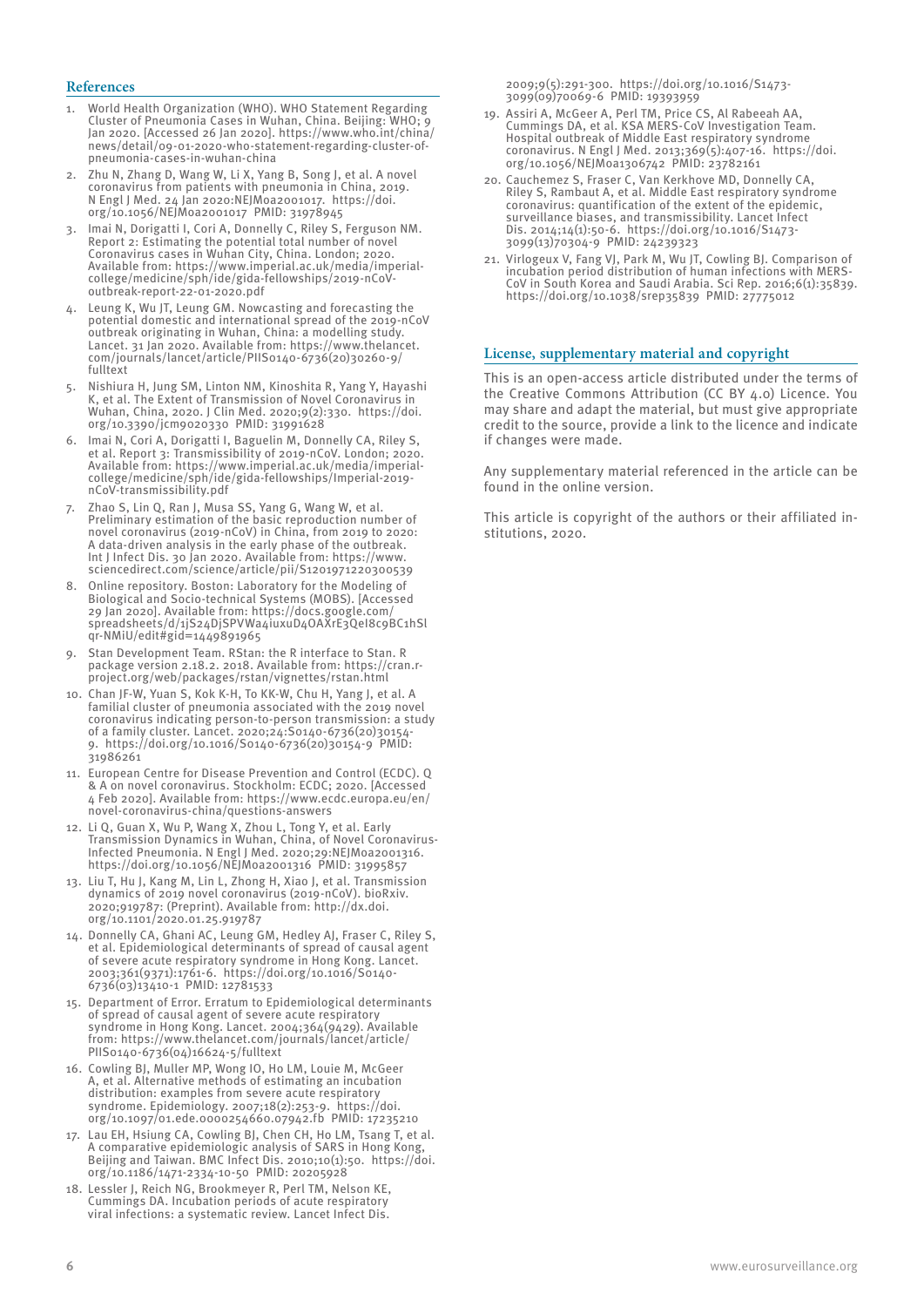## References

1. World Health Organization (WHO). WHO Statement Regarding Cluster of Pneumonia Cases in Wuhan, China. Beijing: WHO; 9 Jan 2020. [Accessed 26 Jan 2020]. https://www.who.int/china/news/detail/09-01-2020-who-statement-regarding-cluster-of-pneumonia-cases-in-wuhan-china
2. Zhu N, Zhang D, Wang W, Li X, Yang B, Song J, et al. A novel coronavirus from patients with pneumonia in China, 2019. N Engl J Med. 24 Jan 2020:NEJMoa2001017. https://doi.org/10.1056/NEJMoa2001017 PMID: 31978945
3. Imai N, Dorigatti I, Cori A, Donnelly C, Riley S, Ferguson NM. Report 2: Estimating the potential total number of novel Coronavirus cases in Wuhan City, China. London; 2020. Available from: https://www.imperial.ac.uk/media/imperial-college/medicine/sph/ide/gida-fellowships/2019-nCoV-outbreak-report-22-01-2020.pdf
4. Leung K, Wu JT, Leung GM. Nowcasting and forecasting the potential domestic and international spread of the 2019-nCoV outbreak originating in Wuhan, China: a modelling study. Lancet. 31 Jan 2020. Available from: https://www.thelancet.com/journals/lancet/article/PIIS0140-6736(20)30260-9/fulltext
5. Nishiura H, Jung SM, Linton NM, Kinoshita R, Yang Y, Hayashi K, et al. The Extent of Transmission of Novel Coronavirus in Wuhan, China, 2020. J Clin Med. 2020;9(2):330. https://doi.org/10.3390/jcm9020330 PMID: 31991628
6. Imai N, Cori A, Dorigatti I, Baguelin M, Donnelly CA, Riley S, et al. Report 3: Transmissibility of 2019-nCoV. London; 2020. Available from: https://www.imperial.ac.uk/media/imperial-college/medicine/sph/ide/gida-fellowships/Imperial-2019-nCoV-transmissibility.pdf
7. Zhao S, Lin Q, Ran J, Musa SS, Yang G, Wang W, et al. Preliminary estimation of the basic reproduction number of novel coronavirus (2019-nCoV) in China, from 2019 to 2020: A data-driven analysis in the early phase of the outbreak. Int J Infect Dis. 30 Jan 2020. Available from: https://www.sciencedirect.com/science/article/pii/S1201971220300539
8. Online repository. Boston: Laboratory for the Modeling of Biological and Socio-technical Systems (MOBS). [Accessed 29 Jan 2020]. Available from: https://docs.google.com/spreadsheets/d/1jS24DjSPVWa4iuxuD4OAXrE3QeI8c9BC1hSlqr-NMiU/edit#gid=1449891965
9. Stan Development Team. RStan: the R interface to Stan. R package version 2.18.2. 2018. Available from: https://cran.r-project.org/web/packages/rstan/vignettes/rstan.html
10. Chan JF-W, Yuan S, Kok K-H, To KK-W, Chu H, Yang J, et al. A familial cluster of pneumonia associated with the 2019 novel coronavirus indicating person-to-person transmission: a study of a family cluster. Lancet. 2020;24:S0140-6736(20)30154-9. https://doi.org/10.1016/S0140-6736(20)30154-9 PMID: 31986261
11. European Centre for Disease Prevention and Control (ECDC). Q & A on novel coronavirus. Stockholm: ECDC; 2020. [Accessed 4 Feb 2020]. Available from: https://www.ecdc.europa.eu/en/novel-coronavirus-china/questions-answers
12. Li Q, Guan X, Wu P, Wang X, Zhou L, Tong Y, et al. Early Transmission Dynamics in Wuhan, China, of Novel Coronavirus-Infected Pneumonia. N Engl J Med. 2020;29:NEJMoa2001316. https://doi.org/10.1056/NEJMoa2001316 PMID: 31995857
13. Liu T, Hu J, Kang M, Lin L, Zhong H, Xiao J, et al. Transmission dynamics of 2019 novel coronavirus (2019-nCoV). bioRxiv. 2020;919787: (Preprint). Available from: http://dx.doi.org/10.1101/2020.01.25.919787
14. Donnelly CA, Ghani AC, Leung GM, Hedley AJ, Fraser C, Riley S, et al. Epidemiological determinants of spread of causal agent of severe acute respiratory syndrome in Hong Kong. Lancet. 2003;361(9371):1761-6. https://doi.org/10.1016/S0140-6736(03)13410-1 PMID: 12781533
15. Department of Error. Erratum to Epidemiological determinants of spread of causal agent of severe acute respiratory syndrome in Hong Kong. Lancet. 2004;364(9429). Available from: https://www.thelancet.com/journals/lancet/article/PIIS0140-6736(04)16624-5/fulltext
16. Cowling BJ, Muller MP, Wong IO, Ho LM, Louie M, McGeer A, et al. Alternative methods of estimating an incubation distribution: examples from severe acute respiratory syndrome. Epidemiology. 2007;18(2):253-9. https://doi.org/10.1097/01.ede.0000254660.07942.fb PMID: 17235210
17. Lau EH, Hsiung CA, Cowling BJ, Chen CH, Ho LM, Tsang T, et al. A comparative epidemiologic analysis of SARS in Hong Kong, Beijing and Taiwan. BMC Infect Dis. 2010;10(1):50. https://doi.org/10.1186/1471-2334-10-50 PMID: 20205928
18. Lessler J, Reich NG, Brookmeyer R, Perl TM, Nelson KE, Cummings DA. Incubation periods of acute respiratory viral infections: a systematic review. Lancet Infect Dis. 2009;9(5):291-300. https://doi.org/10.1016/S1473-3099(09)70069-6 PMID: 19393959
19. Assiri A, McGeer A, Perl TM, Price CS, Al Rabeeah AA, Cummings DA, et al. KSA MERS-CoV Investigation Team. Hospital outbreak of Middle East respiratory syndrome coronavirus. N Engl J Med. 2013;369(5):407-16. https://doi.org/10.1056/NEJMoa1306742 PMID: 23782161
20. Cauchemez S, Fraser C, Van Kerkhove MD, Donnelly CA, Riley S, Rambaut A, et al. Middle East respiratory syndrome coronavirus: quantification of the extent of the epidemic, surveillance biases, and transmissibility. Lancet Infect Dis. 2014;14(1):50-6. https://doi.org/10.1016/S1473-3099(13)70304-9 PMID: 24239323
21. Virlogeux V, Fang VJ, Park M, Wu JT, Cowling BJ. Comparison of incubation period distribution of human infections with MERS-CoV in South Korea and Saudi Arabia. Sci Rep. 2016;6(1):35839. https://doi.org/10.1038/srep35839 PMID: 27775012

## License, supplementary material and copyright

This is an open-access article distributed under the terms of the Creative Commons Attribution (CC BY 4.0) Licence. You may share and adapt the material, but must give appropriate credit to the source, provide a link to the licence and indicate if changes were made.

Any supplementary material referenced in the article can be found in the online version.

This article is copyright of the authors or their affiliated institutions, 2020.